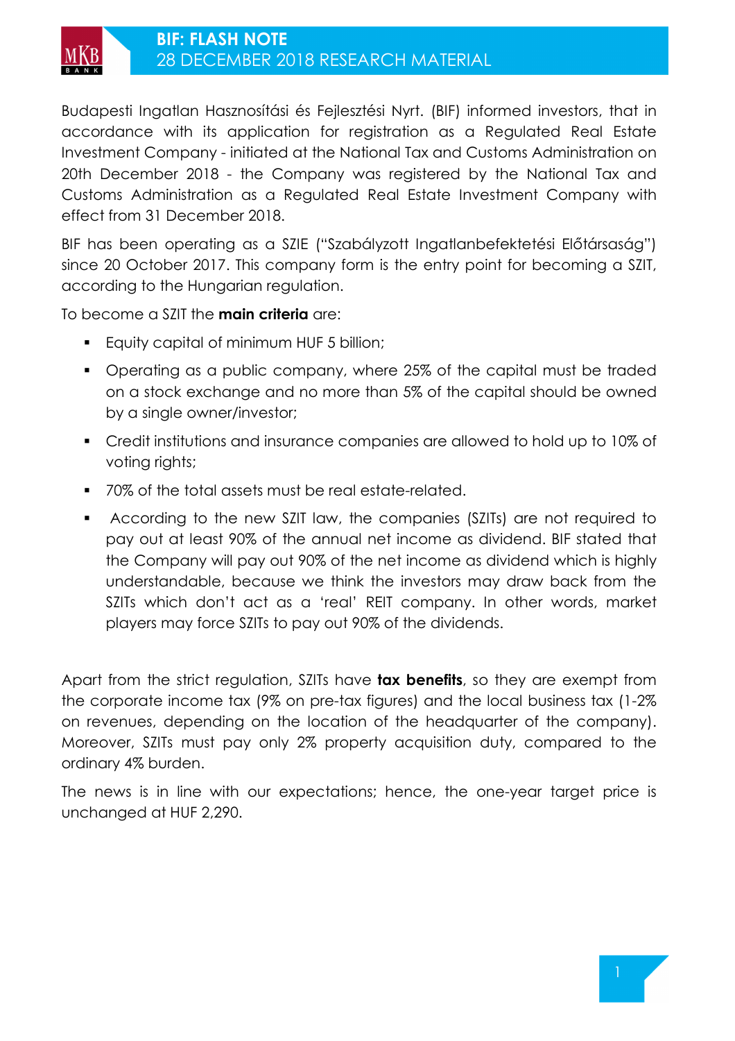# BIF: FLASH NOTE

## 28 DECEMBER 2018 RESEARCH MATERIAL

Budapesti Ingatlan Hasznosítási és Fejlesztési Nyrt. (BIF) informed investors, that in accordance with its application for registration as a Regulated Real Estate Investment Company - initiated at the National Tax and Customs Administration on 20th December 2018 - the Company was registered by the National Tax and Customs Administration as a Regulated Real Estate Investment Company with effect from 31 December 2018.

BIF has been operating as a SZIE ("Szabályzott Ingatlanbefektetési Előtársaság") since 20 October 2017. This company form is the entry point for becoming a SZIT, according to the Hungarian regulation.

To become a SZIT the **main criteria** are:

- Equity capital of minimum HUF 5 billion;
- Operating as a public company, where 25% of the capital must be traded on a stock exchange and no more than 5% of the capital should be owned by a single owner/investor;
- Credit institutions and insurance companies are allowed to hold up to 10% of voting rights;
- 70% of the total assets must be real estate-related.
- According to the new SZIT law, the companies (SZITs) are not required to pay out at least 90% of the annual net income as dividend. BIF stated that the Company will pay out 90% of the net income as dividend which is highly understandable, because we think the investors may draw back from the SZITs which don't act as a 'real' REIT company. In other words, market players may force SZITs to pay out 90% of the dividends.

Apart from the strict regulation, SZITs have **tax benefits**, so they are exempt from the corporate income tax (9% on pre-tax figures) and the local business tax (1-2% on revenues, depending on the location of the headquarter of the company). Moreover, SZITs must pay only 2% property acquisition duty, compared to the ordinary 4% burden.

The news is in line with our expectations; hence, the one-year target price is unchanged at HUF 2,290.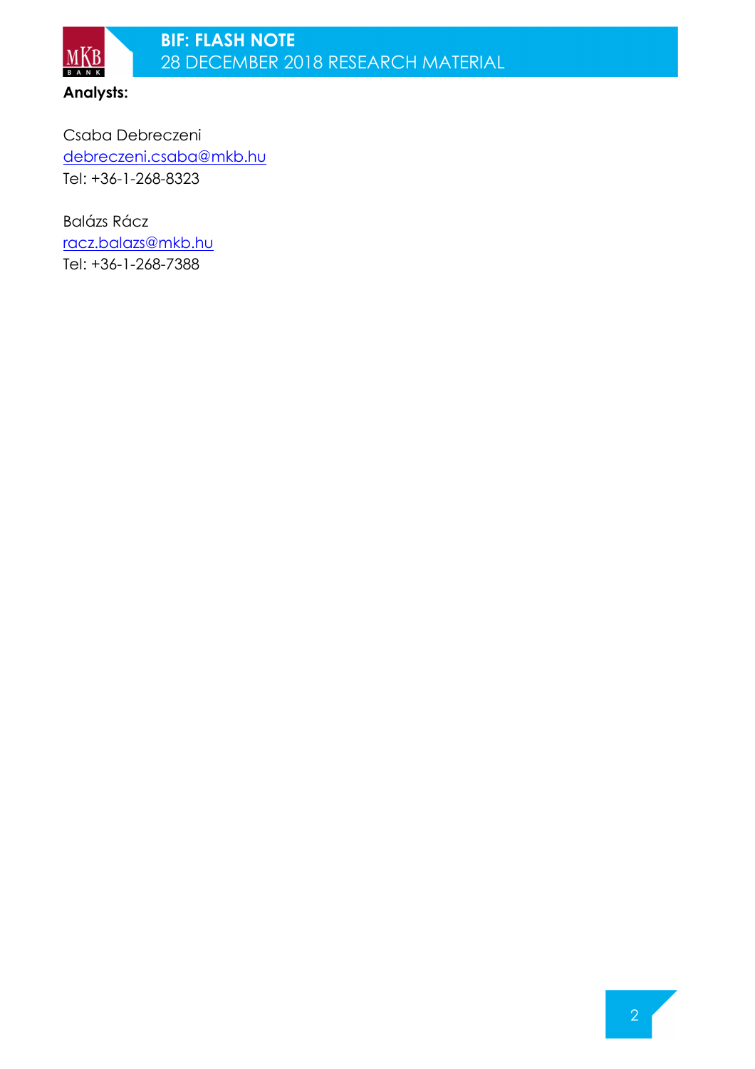**Analysts:**

Csaba Debreczeni
debreczeni.csaba@mkb.hu
Tel: +36-1-268-8323

Balázs Rácz
racz.balazs@mkb.hu
Tel: +36-1-268-7388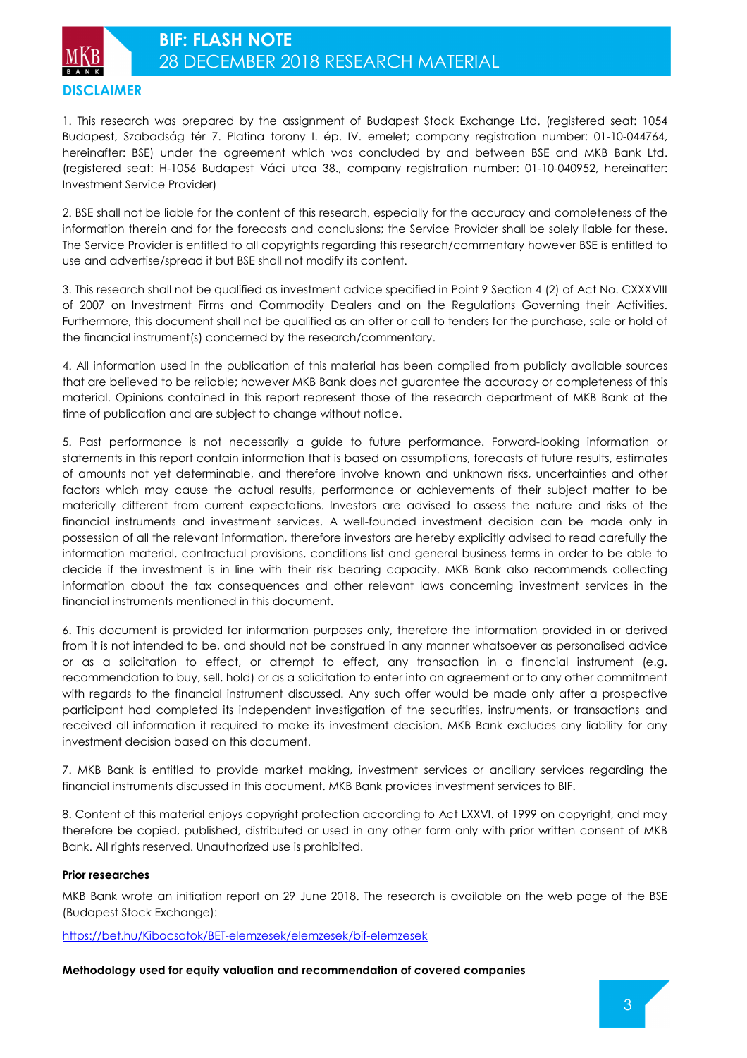## DISCLAIMER

1. This research was prepared by the assignment of Budapest Stock Exchange Ltd. (registered seat: 1054 Budapest, Szabadság tér 7. Platina torony I. ép. IV. emelet; company registration number: 01-10-044764, hereinafter: BSE) under the agreement which was concluded by and between BSE and MKB Bank Ltd. (registered seat: H-1056 Budapest Váci utca 38., company registration number: 01-10-040952, hereinafter: Investment Service Provider)

2. BSE shall not be liable for the content of this research, especially for the accuracy and completeness of the information therein and for the forecasts and conclusions; the Service Provider shall be solely liable for these. The Service Provider is entitled to all copyrights regarding this research/commentary however BSE is entitled to use and advertise/spread it but BSE shall not modify its content.

3. This research shall not be qualified as investment advice specified in Point 9 Section 4 (2) of Act No. CXXXVIII of 2007 on Investment Firms and Commodity Dealers and on the Regulations Governing their Activities. Furthermore, this document shall not be qualified as an offer or call to tenders for the purchase, sale or hold of the financial instrument(s) concerned by the research/commentary.

4. All information used in the publication of this material has been compiled from publicly available sources that are believed to be reliable; however MKB Bank does not guarantee the accuracy or completeness of this material. Opinions contained in this report represent those of the research department of MKB Bank at the time of publication and are subject to change without notice.

5. Past performance is not necessarily a guide to future performance. Forward-looking information or statements in this report contain information that is based on assumptions, forecasts of future results, estimates of amounts not yet determinable, and therefore involve known and unknown risks, uncertainties and other factors which may cause the actual results, performance or achievements of their subject matter to be materially different from current expectations. Investors are advised to assess the nature and risks of the financial instruments and investment services. A well-founded investment decision can be made only in possession of all the relevant information, therefore investors are hereby explicitly advised to read carefully the information material, contractual provisions, conditions list and general business terms in order to be able to decide if the investment is in line with their risk bearing capacity. MKB Bank also recommends collecting information about the tax consequences and other relevant laws concerning investment services in the financial instruments mentioned in this document.

6. This document is provided for information purposes only, therefore the information provided in or derived from it is not intended to be, and should not be construed in any manner whatsoever as personalised advice or as a solicitation to effect, or attempt to effect, any transaction in a financial instrument (e.g. recommendation to buy, sell, hold) or as a solicitation to enter into an agreement or to any other commitment with regards to the financial instrument discussed. Any such offer would be made only after a prospective participant had completed its independent investigation of the securities, instruments, or transactions and received all information it required to make its investment decision. MKB Bank excludes any liability for any investment decision based on this document.

7. MKB Bank is entitled to provide market making, investment services or ancillary services regarding the financial instruments discussed in this document. MKB Bank provides investment services to BIF.

8. Content of this material enjoys copyright protection according to Act LXXVI. of 1999 on copyright, and may therefore be copied, published, distributed or used in any other form only with prior written consent of MKB Bank. All rights reserved. Unauthorized use is prohibited.

**Prior researches**

MKB Bank wrote an initiation report on 29 June 2018. The research is available on the web page of the BSE (Budapest Stock Exchange):

https://bet.hu/Kibocsatok/BET-elemzesek/elemzesek/bif-elemzesek

**Methodology used for equity valuation and recommendation of covered companies**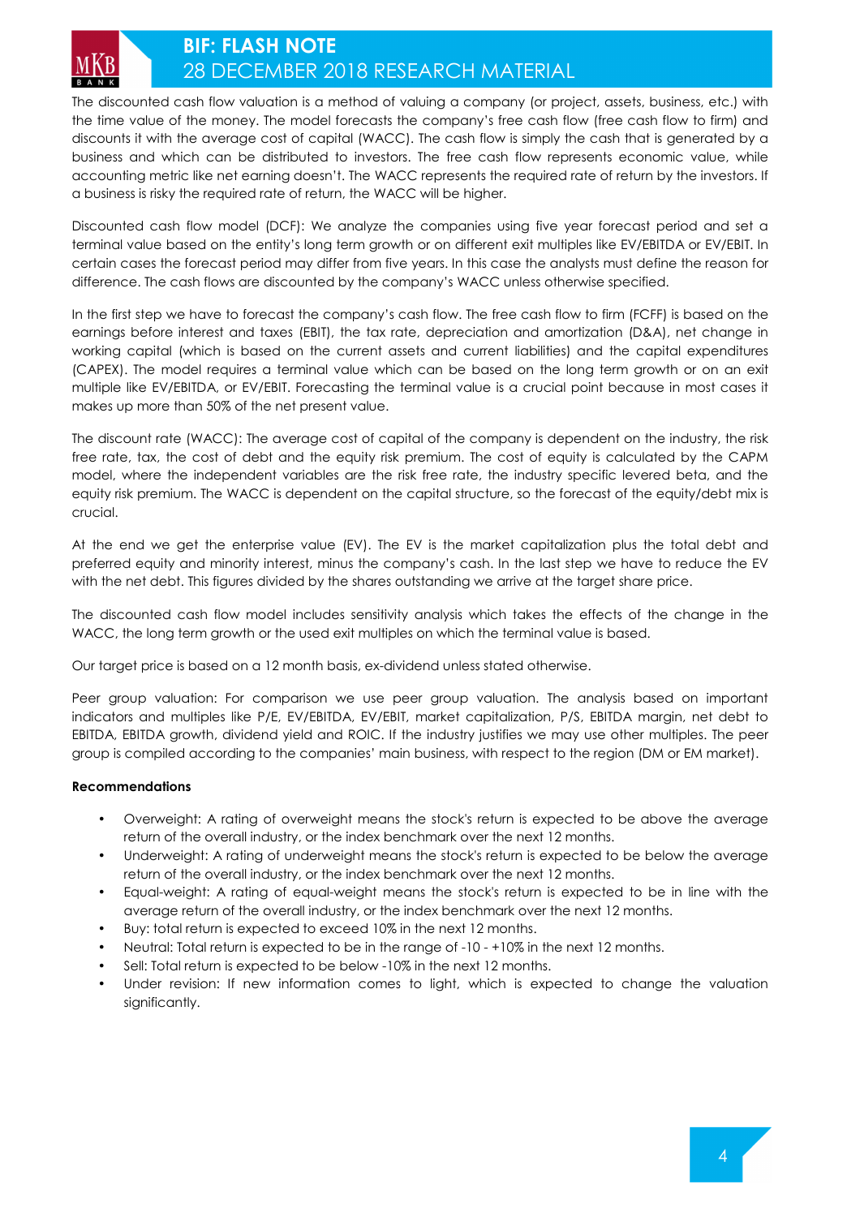The discounted cash flow valuation is a method of valuing a company (or project, assets, business, etc.) with the time value of the money. The model forecasts the company's free cash flow (free cash flow to firm) and discounts it with the average cost of capital (WACC). The cash flow is simply the cash that is generated by a business and which can be distributed to investors. The free cash flow represents economic value, while accounting metric like net earning doesn't. The WACC represents the required rate of return by the investors. If a business is risky the required rate of return, the WACC will be higher.

Discounted cash flow model (DCF): We analyze the companies using five year forecast period and set a terminal value based on the entity's long term growth or on different exit multiples like EV/EBITDA or EV/EBIT. In certain cases the forecast period may differ from five years. In this case the analysts must define the reason for difference. The cash flows are discounted by the company's WACC unless otherwise specified.

In the first step we have to forecast the company's cash flow. The free cash flow to firm (FCFF) is based on the earnings before interest and taxes (EBIT), the tax rate, depreciation and amortization (D&A), net change in working capital (which is based on the current assets and current liabilities) and the capital expenditures (CAPEX). The model requires a terminal value which can be based on the long term growth or on an exit multiple like EV/EBITDA, or EV/EBIT. Forecasting the terminal value is a crucial point because in most cases it makes up more than 50% of the net present value.

The discount rate (WACC): The average cost of capital of the company is dependent on the industry, the risk free rate, tax, the cost of debt and the equity risk premium. The cost of equity is calculated by the CAPM model, where the independent variables are the risk free rate, the industry specific levered beta, and the equity risk premium. The WACC is dependent on the capital structure, so the forecast of the equity/debt mix is crucial.

At the end we get the enterprise value (EV). The EV is the market capitalization plus the total debt and preferred equity and minority interest, minus the company's cash. In the last step we have to reduce the EV with the net debt. This figures divided by the shares outstanding we arrive at the target share price.

The discounted cash flow model includes sensitivity analysis which takes the effects of the change in the WACC, the long term growth or the used exit multiples on which the terminal value is based.

Our target price is based on a 12 month basis, ex-dividend unless stated otherwise.

Peer group valuation: For comparison we use peer group valuation. The analysis based on important indicators and multiples like P/E, EV/EBITDA, EV/EBIT, market capitalization, P/S, EBITDA margin, net debt to EBITDA, EBITDA growth, dividend yield and ROIC. If the industry justifies we may use other multiples. The peer group is compiled according to the companies' main business, with respect to the region (DM or EM market).

**Recommendations**

- Overweight: A rating of overweight means the stock's return is expected to be above the average return of the overall industry, or the index benchmark over the next 12 months.
- Underweight: A rating of underweight means the stock's return is expected to be below the average return of the overall industry, or the index benchmark over the next 12 months.
- Equal-weight: A rating of equal-weight means the stock's return is expected to be in line with the average return of the overall industry, or the index benchmark over the next 12 months.
- Buy: total return is expected to exceed 10% in the next 12 months.
- Neutral: Total return is expected to be in the range of -10 - +10% in the next 12 months.
- Sell: Total return is expected to be below -10% in the next 12 months.
- Under revision: If new information comes to light, which is expected to change the valuation significantly.